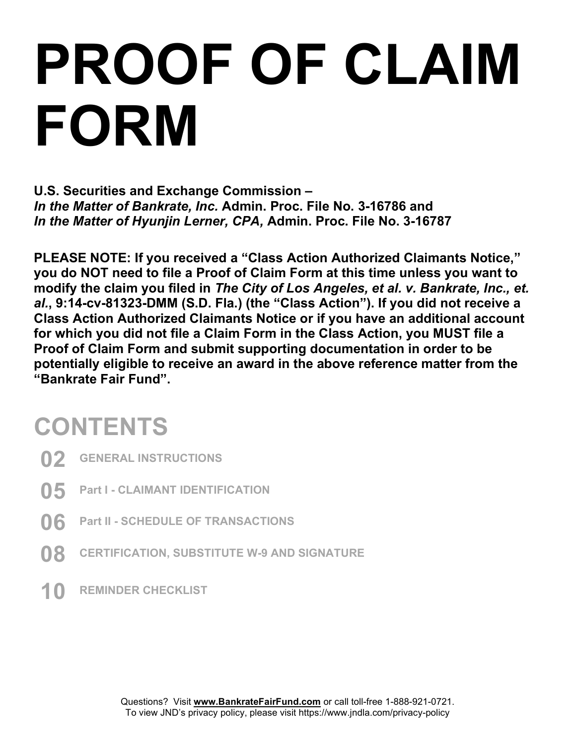# PROOF OF CLAIM FORM

**U.S. Securities and Exchange Commission –**
***In the Matter of Bankrate, Inc.*** **Admin. Proc. File No. 3-16786 and**
***In the Matter of Hyunjin Lerner, CPA,*** **Admin. Proc. File No. 3-16787**

**PLEASE NOTE: If you received a "Class Action Authorized Claimants Notice," you do NOT need to file a Proof of Claim Form at this time unless you want to modify the claim you filed in *The City of Los Angeles, et al. v. Bankrate, Inc., et. al.*, 9:14-cv-81323-DMM (S.D. Fla.) (the "Class Action"). If you did not receive a Class Action Authorized Claimants Notice or if you have an additional account for which you did not file a Claim Form in the Class Action, you MUST file a Proof of Claim Form and submit supporting documentation in order to be potentially eligible to receive an award in the above reference matter from the "Bankrate Fair Fund".**

## CONTENTS

- **02** GENERAL INSTRUCTIONS
- **05** Part I - CLAIMANT IDENTIFICATION
- **06** Part II - SCHEDULE OF TRANSACTIONS
- **08** CERTIFICATION, SUBSTITUTE W-9 AND SIGNATURE
- **10** REMINDER CHECKLIST

Questions? Visit **www.BankrateFairFund.com** or call toll-free 1-888-921-0721.
To view JND's privacy policy, please visit https://www.jndla.com/privacy-policy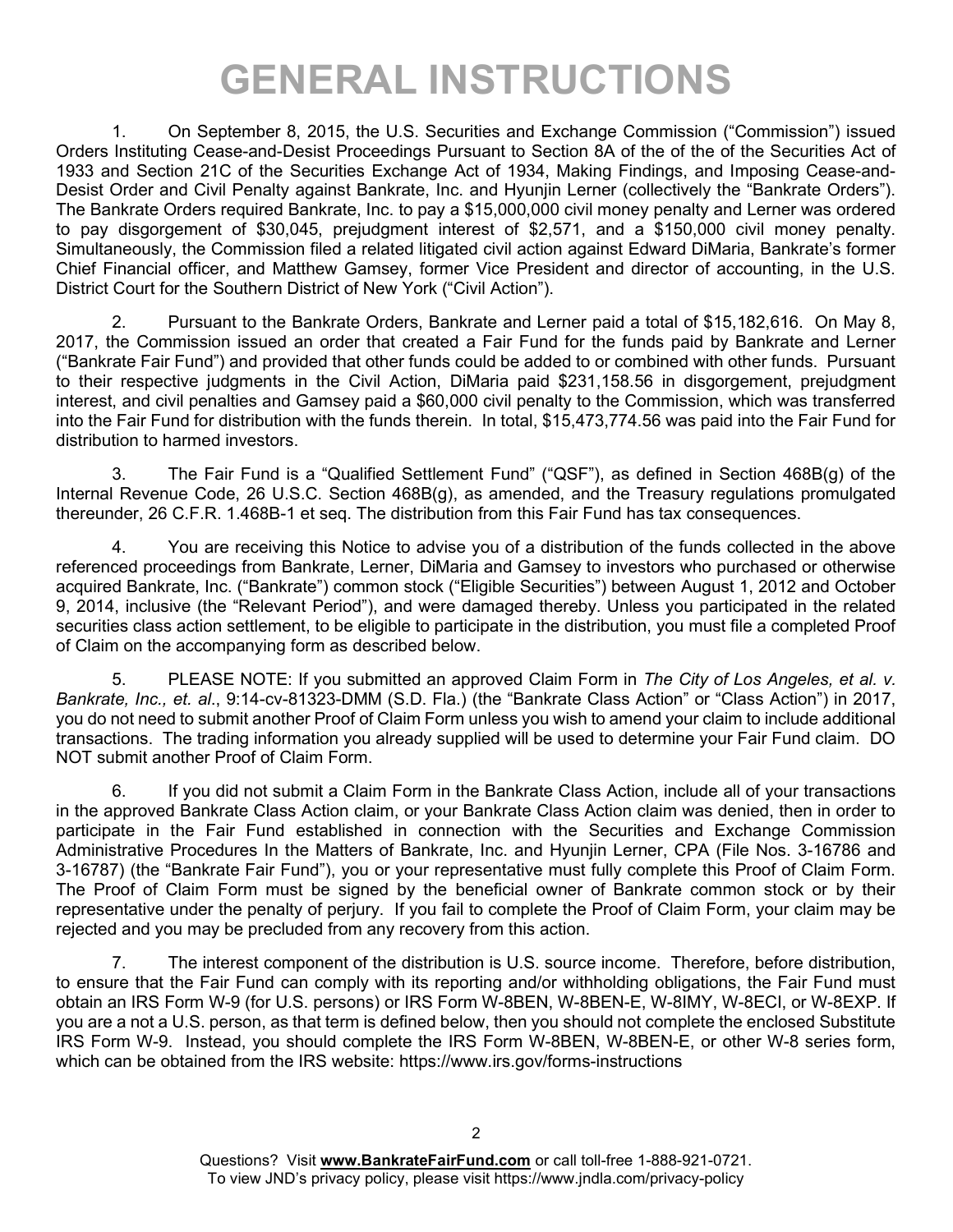# GENERAL INSTRUCTIONS

1. On September 8, 2015, the U.S. Securities and Exchange Commission ("Commission") issued Orders Instituting Cease-and-Desist Proceedings Pursuant to Section 8A of the of the of the Securities Act of 1933 and Section 21C of the Securities Exchange Act of 1934, Making Findings, and Imposing Cease-and-Desist Order and Civil Penalty against Bankrate, Inc. and Hyunjin Lerner (collectively the "Bankrate Orders"). The Bankrate Orders required Bankrate, Inc. to pay a $15,000,000 civil money penalty and Lerner was ordered to pay disgorgement of $30,045, prejudgment interest of $2,571, and a $150,000 civil money penalty. Simultaneously, the Commission filed a related litigated civil action against Edward DiMaria, Bankrate's former Chief Financial officer, and Matthew Gamsey, former Vice President and director of accounting, in the U.S. District Court for the Southern District of New York ("Civil Action").

2. Pursuant to the Bankrate Orders, Bankrate and Lerner paid a total of $15,182,616. On May 8, 2017, the Commission issued an order that created a Fair Fund for the funds paid by Bankrate and Lerner ("Bankrate Fair Fund") and provided that other funds could be added to or combined with other funds. Pursuant to their respective judgments in the Civil Action, DiMaria paid $231,158.56 in disgorgement, prejudgment interest, and civil penalties and Gamsey paid a $60,000 civil penalty to the Commission, which was transferred into the Fair Fund for distribution with the funds therein. In total, $15,473,774.56 was paid into the Fair Fund for distribution to harmed investors.

3. The Fair Fund is a "Qualified Settlement Fund" ("QSF"), as defined in Section 468B(g) of the Internal Revenue Code, 26 U.S.C. Section 468B(g), as amended, and the Treasury regulations promulgated thereunder, 26 C.F.R. 1.468B-1 et seq. The distribution from this Fair Fund has tax consequences.

4. You are receiving this Notice to advise you of a distribution of the funds collected in the above referenced proceedings from Bankrate, Lerner, DiMaria and Gamsey to investors who purchased or otherwise acquired Bankrate, Inc. ("Bankrate") common stock ("Eligible Securities") between August 1, 2012 and October 9, 2014, inclusive (the "Relevant Period"), and were damaged thereby. Unless you participated in the related securities class action settlement, to be eligible to participate in the distribution, you must file a completed Proof of Claim on the accompanying form as described below.

5. PLEASE NOTE: If you submitted an approved Claim Form in *The City of Los Angeles, et al. v. Bankrate, Inc., et. al.*, 9:14-cv-81323-DMM (S.D. Fla.) (the "Bankrate Class Action" or "Class Action") in 2017, you do not need to submit another Proof of Claim Form unless you wish to amend your claim to include additional transactions. The trading information you already supplied will be used to determine your Fair Fund claim. DO NOT submit another Proof of Claim Form.

6. If you did not submit a Claim Form in the Bankrate Class Action, include all of your transactions in the approved Bankrate Class Action claim, or your Bankrate Class Action claim was denied, then in order to participate in the Fair Fund established in connection with the Securities and Exchange Commission Administrative Procedures In the Matters of Bankrate, Inc. and Hyunjin Lerner, CPA (File Nos. 3-16786 and 3-16787) (the "Bankrate Fair Fund"), you or your representative must fully complete this Proof of Claim Form. The Proof of Claim Form must be signed by the beneficial owner of Bankrate common stock or by their representative under the penalty of perjury. If you fail to complete the Proof of Claim Form, your claim may be rejected and you may be precluded from any recovery from this action.

7. The interest component of the distribution is U.S. source income. Therefore, before distribution, to ensure that the Fair Fund can comply with its reporting and/or withholding obligations, the Fair Fund must obtain an IRS Form W-9 (for U.S. persons) or IRS Form W-8BEN, W-8BEN-E, W-8IMY, W-8ECI, or W-8EXP. If you are a not a U.S. person, as that term is defined below, then you should not complete the enclosed Substitute IRS Form W-9. Instead, you should complete the IRS Form W-8BEN, W-8BEN-E, or other W-8 series form, which can be obtained from the IRS website: https://www.irs.gov/forms-instructions

Questions? Visit **www.BankrateFairFund.com** or call toll-free 1-888-921-0721.
To view JND's privacy policy, please visit https://www.jndla.com/privacy-policy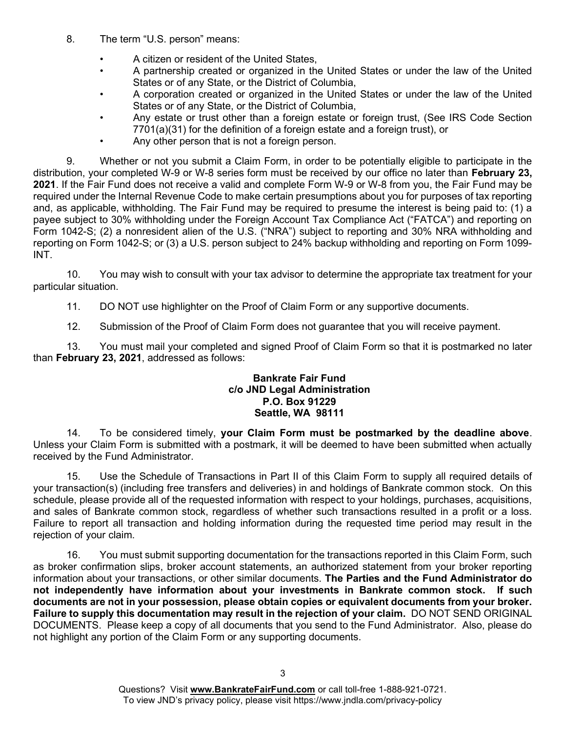8. The term "U.S. person" means:

   - A citizen or resident of the United States,
   - A partnership created or organized in the United States or under the law of the United States or of any State, or the District of Columbia,
   - A corporation created or organized in the United States or under the law of the United States or of any State, or the District of Columbia,
   - Any estate or trust other than a foreign estate or foreign trust, (See IRS Code Section 7701(a)(31) for the definition of a foreign estate and a foreign trust), or
   - Any other person that is not a foreign person.

9. Whether or not you submit a Claim Form, in order to be potentially eligible to participate in the distribution, your completed W-9 or W-8 series form must be received by our office no later than **February 23, 2021**. If the Fair Fund does not receive a valid and complete Form W-9 or W-8 from you, the Fair Fund may be required under the Internal Revenue Code to make certain presumptions about you for purposes of tax reporting and, as applicable, withholding. The Fair Fund may be required to presume the interest is being paid to: (1) a payee subject to 30% withholding under the Foreign Account Tax Compliance Act ("FATCA") and reporting on Form 1042-S; (2) a nonresident alien of the U.S. ("NRA") subject to reporting and 30% NRA withholding and reporting on Form 1042-S; or (3) a U.S. person subject to 24% backup withholding and reporting on Form 1099-INT.

10. You may wish to consult with your tax advisor to determine the appropriate tax treatment for your particular situation.

11. DO NOT use highlighter on the Proof of Claim Form or any supportive documents.

12. Submission of the Proof of Claim Form does not guarantee that you will receive payment.

13. You must mail your completed and signed Proof of Claim Form so that it is postmarked no later than **February 23, 2021**, addressed as follows:

**Bankrate Fair Fund**
**c/o JND Legal Administration**
**P.O. Box 91229**
**Seattle, WA 98111**

14. To be considered timely, **your Claim Form must be postmarked by the deadline above**. Unless your Claim Form is submitted with a postmark, it will be deemed to have been submitted when actually received by the Fund Administrator.

15. Use the Schedule of Transactions in Part II of this Claim Form to supply all required details of your transaction(s) (including free transfers and deliveries) in and holdings of Bankrate common stock. On this schedule, please provide all of the requested information with respect to your holdings, purchases, acquisitions, and sales of Bankrate common stock, regardless of whether such transactions resulted in a profit or a loss. Failure to report all transaction and holding information during the requested time period may result in the rejection of your claim.

16. You must submit supporting documentation for the transactions reported in this Claim Form, such as broker confirmation slips, broker account statements, an authorized statement from your broker reporting information about your transactions, or other similar documents. **The Parties and the Fund Administrator do not independently have information about your investments in Bankrate common stock. If such documents are not in your possession, please obtain copies or equivalent documents from your broker. Failure to supply this documentation may result in the rejection of your claim.** DO NOT SEND ORIGINAL DOCUMENTS. Please keep a copy of all documents that you send to the Fund Administrator. Also, please do not highlight any portion of the Claim Form or any supporting documents.

Questions? Visit **www.BankrateFairFund.com** or call toll-free 1-888-921-0721.
To view JND's privacy policy, please visit https://www.jndla.com/privacy-policy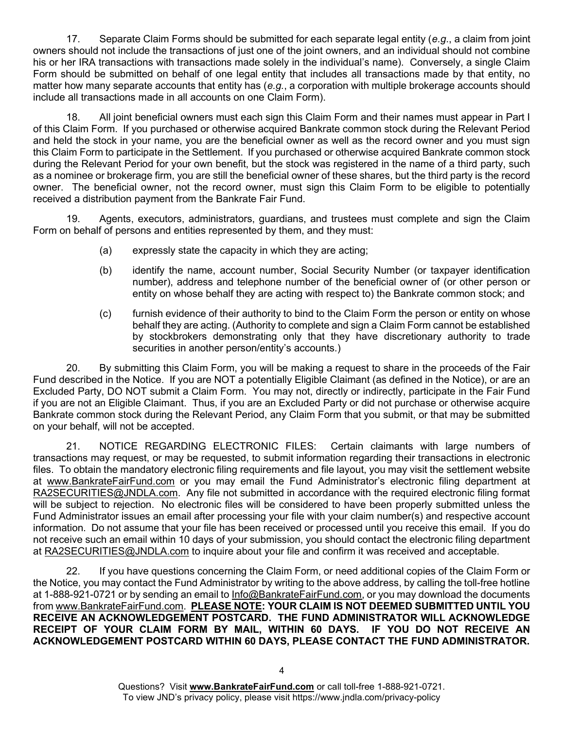17. Separate Claim Forms should be submitted for each separate legal entity (*e.g.*, a claim from joint owners should not include the transactions of just one of the joint owners, and an individual should not combine his or her IRA transactions with transactions made solely in the individual's name). Conversely, a single Claim Form should be submitted on behalf of one legal entity that includes all transactions made by that entity, no matter how many separate accounts that entity has (*e.g.*, a corporation with multiple brokerage accounts should include all transactions made in all accounts on one Claim Form).

18. All joint beneficial owners must each sign this Claim Form and their names must appear in Part I of this Claim Form. If you purchased or otherwise acquired Bankrate common stock during the Relevant Period and held the stock in your name, you are the beneficial owner as well as the record owner and you must sign this Claim Form to participate in the Settlement. If you purchased or otherwise acquired Bankrate common stock during the Relevant Period for your own benefit, but the stock was registered in the name of a third party, such as a nominee or brokerage firm, you are still the beneficial owner of these shares, but the third party is the record owner. The beneficial owner, not the record owner, must sign this Claim Form to be eligible to potentially received a distribution payment from the Bankrate Fair Fund.

19. Agents, executors, administrators, guardians, and trustees must complete and sign the Claim Form on behalf of persons and entities represented by them, and they must:

(a) expressly state the capacity in which they are acting;

(b) identify the name, account number, Social Security Number (or taxpayer identification number), address and telephone number of the beneficial owner of (or other person or entity on whose behalf they are acting with respect to) the Bankrate common stock; and

(c) furnish evidence of their authority to bind to the Claim Form the person or entity on whose behalf they are acting. (Authority to complete and sign a Claim Form cannot be established by stockbrokers demonstrating only that they have discretionary authority to trade securities in another person/entity's accounts.)

20. By submitting this Claim Form, you will be making a request to share in the proceeds of the Fair Fund described in the Notice. If you are NOT a potentially Eligible Claimant (as defined in the Notice), or are an Excluded Party, DO NOT submit a Claim Form. You may not, directly or indirectly, participate in the Fair Fund if you are not an Eligible Claimant. Thus, if you are an Excluded Party or did not purchase or otherwise acquire Bankrate common stock during the Relevant Period, any Claim Form that you submit, or that may be submitted on your behalf, will not be accepted.

21. NOTICE REGARDING ELECTRONIC FILES: Certain claimants with large numbers of transactions may request, or may be requested, to submit information regarding their transactions in electronic files. To obtain the mandatory electronic filing requirements and file layout, you may visit the settlement website at www.BankrateFairFund.com or you may email the Fund Administrator's electronic filing department at RA2SECURITIES@JNDLA.com. Any file not submitted in accordance with the required electronic filing format will be subject to rejection. No electronic files will be considered to have been properly submitted unless the Fund Administrator issues an email after processing your file with your claim number(s) and respective account information. Do not assume that your file has been received or processed until you receive this email. If you do not receive such an email within 10 days of your submission, you should contact the electronic filing department at RA2SECURITIES@JNDLA.com to inquire about your file and confirm it was received and acceptable.

22. If you have questions concerning the Claim Form, or need additional copies of the Claim Form or the Notice, you may contact the Fund Administrator by writing to the above address, by calling the toll-free hotline at 1-888-921-0721 or by sending an email to Info@BankrateFairFund.com, or you may download the documents from www.BankrateFairFund.com. **PLEASE NOTE: YOUR CLAIM IS NOT DEEMED SUBMITTED UNTIL YOU RECEIVE AN ACKNOWLEDGEMENT POSTCARD. THE FUND ADMINISTRATOR WILL ACKNOWLEDGE RECEIPT OF YOUR CLAIM FORM BY MAIL, WITHIN 60 DAYS. IF YOU DO NOT RECEIVE AN ACKNOWLEDGEMENT POSTCARD WITHIN 60 DAYS, PLEASE CONTACT THE FUND ADMINISTRATOR.**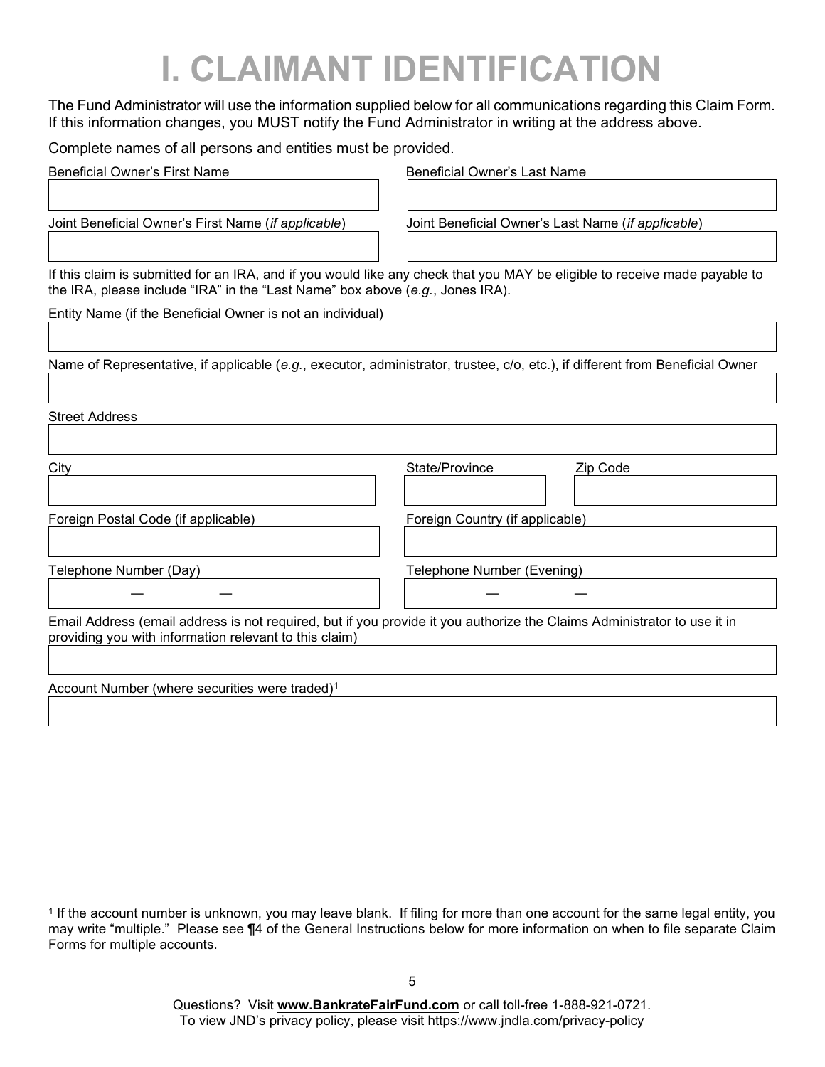# I. CLAIMANT IDENTIFICATION

The Fund Administrator will use the information supplied below for all communications regarding this Claim Form. If this information changes, you MUST notify the Fund Administrator in writing at the address above.

Complete names of all persons and entities must be provided.

Beneficial Owner's First Name

Beneficial Owner's Last Name

Joint Beneficial Owner's First Name (*if applicable*)

Joint Beneficial Owner's Last Name (*if applicable*)

If this claim is submitted for an IRA, and if you would like any check that you MAY be eligible to receive made payable to the IRA, please include "IRA" in the "Last Name" box above (*e.g.*, Jones IRA).

Entity Name (if the Beneficial Owner is not an individual)

Name of Representative, if applicable (*e.g.*, executor, administrator, trustee, c/o, etc.), if different from Beneficial Owner

Street Address

City

State/Province

Zip Code

Foreign Postal Code (if applicable)

Foreign Country (if applicable)

Telephone Number (Day)

— —

Telephone Number (Evening)

— —

Email Address (email address is not required, but if you provide it you authorize the Claims Administrator to use it in providing you with information relevant to this claim)

Account Number (where securities were traded)[1]

[1] If the account number is unknown, you may leave blank. If filing for more than one account for the same legal entity, you may write "multiple." Please see ¶4 of the General Instructions below for more information on when to file separate Claim Forms for multiple accounts.

Questions? Visit **www.BankrateFairFund.com** or call toll-free 1-888-921-0721.
To view JND's privacy policy, please visit https://www.jndla.com/privacy-policy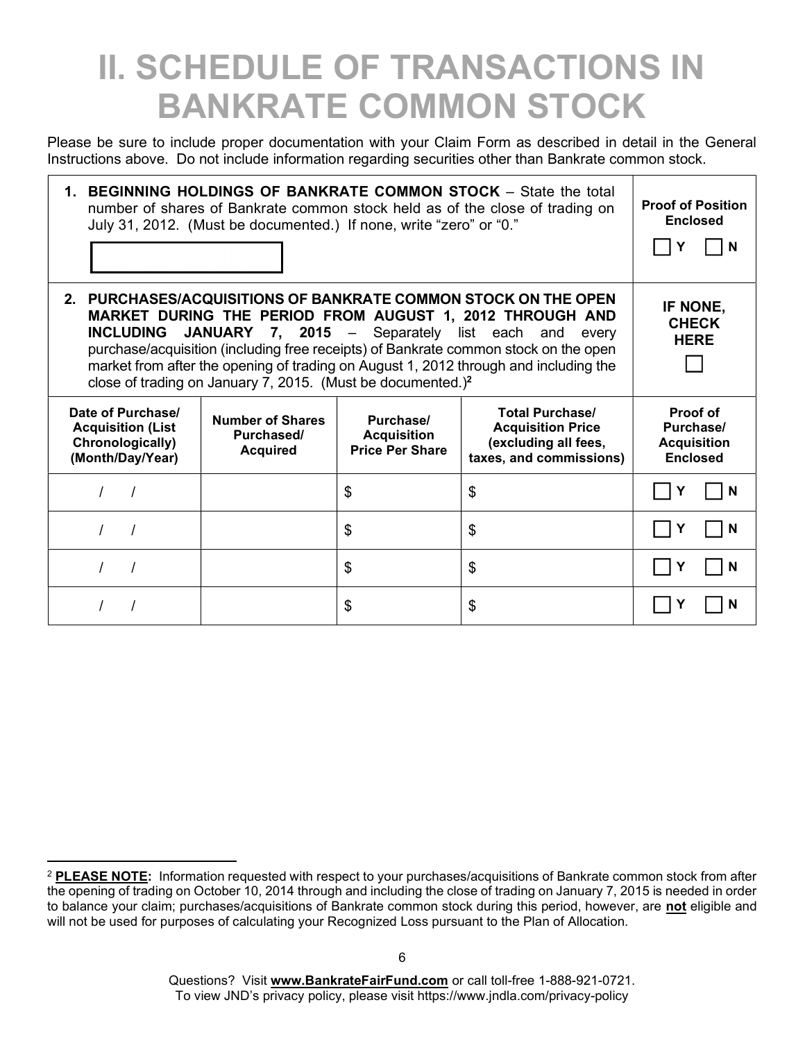# II. SCHEDULE OF TRANSACTIONS IN BANKRATE COMMON STOCK

Please be sure to include proper documentation with your Claim Form as described in detail in the General Instructions above. Do not include information regarding securities other than Bankrate common stock.

| **1. BEGINNING HOLDINGS OF BANKRATE COMMON STOCK** – State the total number of shares of Bankrate common stock held as of the close of trading on July 31, 2012. (Must be documented.) If none, write "zero" or "0." | | | | **Proof of Position Enclosed** ☐ Y ☐ N |
|---|---|---|---|---|
| **2. PURCHASES/ACQUISITIONS OF BANKRATE COMMON STOCK ON THE OPEN MARKET DURING THE PERIOD FROM AUGUST 1, 2012 THROUGH AND INCLUDING JANUARY 7, 2015** – Separately list each and every purchase/acquisition (including free receipts) of Bankrate common stock on the open market from after the opening of trading on August 1, 2012 through and including the close of trading on January 7, 2015. (Must be documented.)[2] | | | | **IF NONE, CHECK HERE** ☐ |
| **Date of Purchase/ Acquisition (List Chronologically) (Month/Day/Year)** | **Number of Shares Purchased/ Acquired** | **Purchase/ Acquisition Price Per Share** | **Total Purchase/ Acquisition Price (excluding all fees, taxes, and commissions)** | **Proof of Purchase/ Acquisition Enclosed** |
| / / | | $ | $ | ☐ Y ☐ N |
| / / | | $ | $ | ☐ Y ☐ N |
| / / | | $ | $ | ☐ Y ☐ N |
| / / | | $ | $ | ☐ Y ☐ N |

[2] **PLEASE NOTE:** Information requested with respect to your purchases/acquisitions of Bankrate common stock from after the opening of trading on October 10, 2014 through and including the close of trading on January 7, 2015 is needed in order to balance your claim; purchases/acquisitions of Bankrate common stock during this period, however, are **not** eligible and will not be used for purposes of calculating your Recognized Loss pursuant to the Plan of Allocation.

Questions? Visit **www.BankrateFairFund.com** or call toll-free 1-888-921-0721.
To view JND's privacy policy, please visit https://www.jndla.com/privacy-policy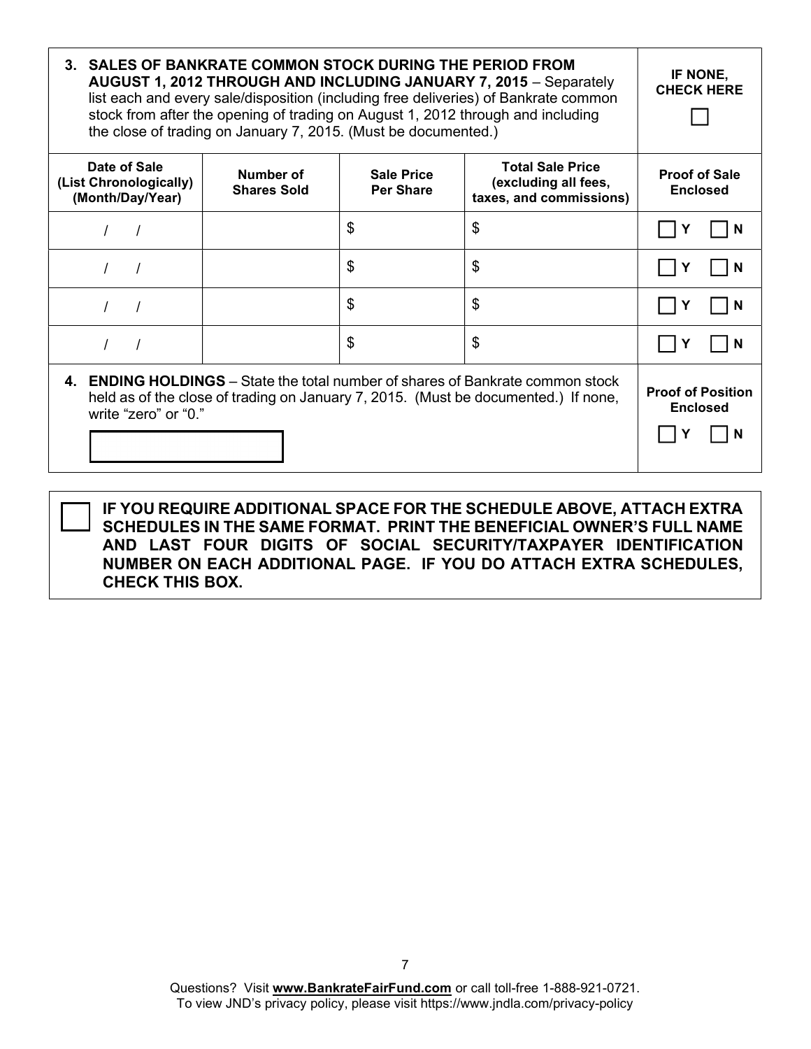**3. SALES OF BANKRATE COMMON STOCK DURING THE PERIOD FROM AUGUST 1, 2012 THROUGH AND INCLUDING JANUARY 7, 2015** – Separately list each and every sale/disposition (including free deliveries) of Bankrate common stock from after the opening of trading on August 1, 2012 through and including the close of trading on January 7, 2015. (Must be documented.)

**IF NONE, CHECK HERE** ☐

| Date of Sale (List Chronologically) (Month/Day/Year) | Number of Shares Sold | Sale Price Per Share | Total Sale Price (excluding all fees, taxes, and commissions) | Proof of Sale Enclosed |
|---|---|---|---|---|
| / / | | $ | $ | ☐ Y ☐ N |
| / / | | $ | $ | ☐ Y ☐ N |
| / / | | $ | $ | ☐ Y ☐ N |
| / / | | $ | $ | ☐ Y ☐ N |

**4. ENDING HOLDINGS** – State the total number of shares of Bankrate common stock held as of the close of trading on January 7, 2015. (Must be documented.) If none, write "zero" or "0."

☐

**Proof of Position Enclosed** ☐ Y ☐ N

☐ **IF YOU REQUIRE ADDITIONAL SPACE FOR THE SCHEDULE ABOVE, ATTACH EXTRA SCHEDULES IN THE SAME FORMAT. PRINT THE BENEFICIAL OWNER'S FULL NAME AND LAST FOUR DIGITS OF SOCIAL SECURITY/TAXPAYER IDENTIFICATION NUMBER ON EACH ADDITIONAL PAGE. IF YOU DO ATTACH EXTRA SCHEDULES, CHECK THIS BOX.**

Questions? Visit **www.BankrateFairFund.com** or call toll-free 1-888-921-0721.
To view JND's privacy policy, please visit https://www.jndla.com/privacy-policy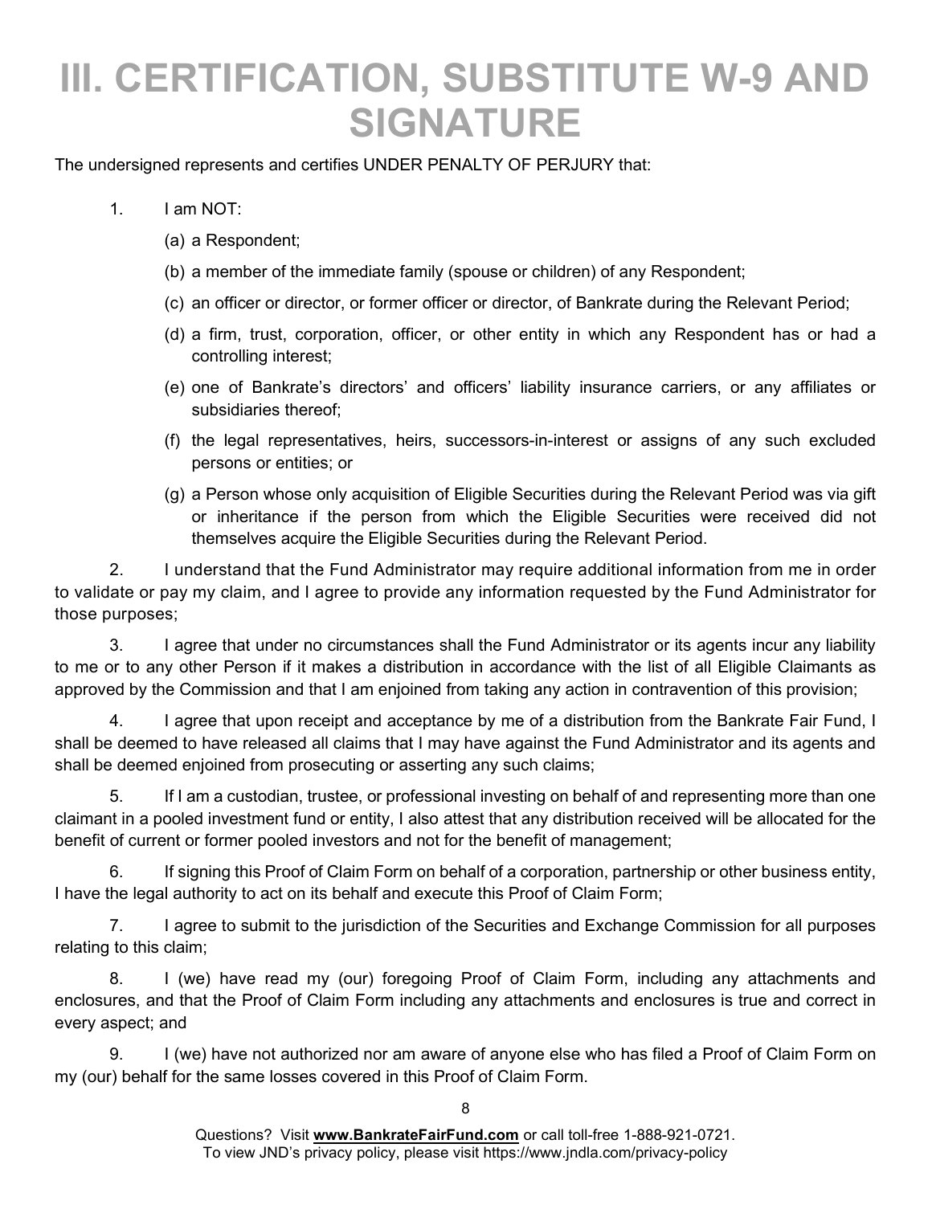# III. CERTIFICATION, SUBSTITUTE W-9 AND SIGNATURE

The undersigned represents and certifies UNDER PENALTY OF PERJURY that:

1. I am NOT:

   (a) a Respondent;

   (b) a member of the immediate family (spouse or children) of any Respondent;

   (c) an officer or director, or former officer or director, of Bankrate during the Relevant Period;

   (d) a firm, trust, corporation, officer, or other entity in which any Respondent has or had a controlling interest;

   (e) one of Bankrate's directors' and officers' liability insurance carriers, or any affiliates or subsidiaries thereof;

   (f) the legal representatives, heirs, successors-in-interest or assigns of any such excluded persons or entities; or

   (g) a Person whose only acquisition of Eligible Securities during the Relevant Period was via gift or inheritance if the person from which the Eligible Securities were received did not themselves acquire the Eligible Securities during the Relevant Period.

2. I understand that the Fund Administrator may require additional information from me in order to validate or pay my claim, and I agree to provide any information requested by the Fund Administrator for those purposes;

3. I agree that under no circumstances shall the Fund Administrator or its agents incur any liability to me or to any other Person if it makes a distribution in accordance with the list of all Eligible Claimants as approved by the Commission and that I am enjoined from taking any action in contravention of this provision;

4. I agree that upon receipt and acceptance by me of a distribution from the Bankrate Fair Fund, I shall be deemed to have released all claims that I may have against the Fund Administrator and its agents and shall be deemed enjoined from prosecuting or asserting any such claims;

5. If I am a custodian, trustee, or professional investing on behalf of and representing more than one claimant in a pooled investment fund or entity, I also attest that any distribution received will be allocated for the benefit of current or former pooled investors and not for the benefit of management;

6. If signing this Proof of Claim Form on behalf of a corporation, partnership or other business entity, I have the legal authority to act on its behalf and execute this Proof of Claim Form;

7. I agree to submit to the jurisdiction of the Securities and Exchange Commission for all purposes relating to this claim;

8. I (we) have read my (our) foregoing Proof of Claim Form, including any attachments and enclosures, and that the Proof of Claim Form including any attachments and enclosures is true and correct in every aspect; and

9. I (we) have not authorized nor am aware of anyone else who has filed a Proof of Claim Form on my (our) behalf for the same losses covered in this Proof of Claim Form.

Questions? Visit **www.BankrateFairFund.com** or call toll-free 1-888-921-0721.
To view JND's privacy policy, please visit https://www.jndla.com/privacy-policy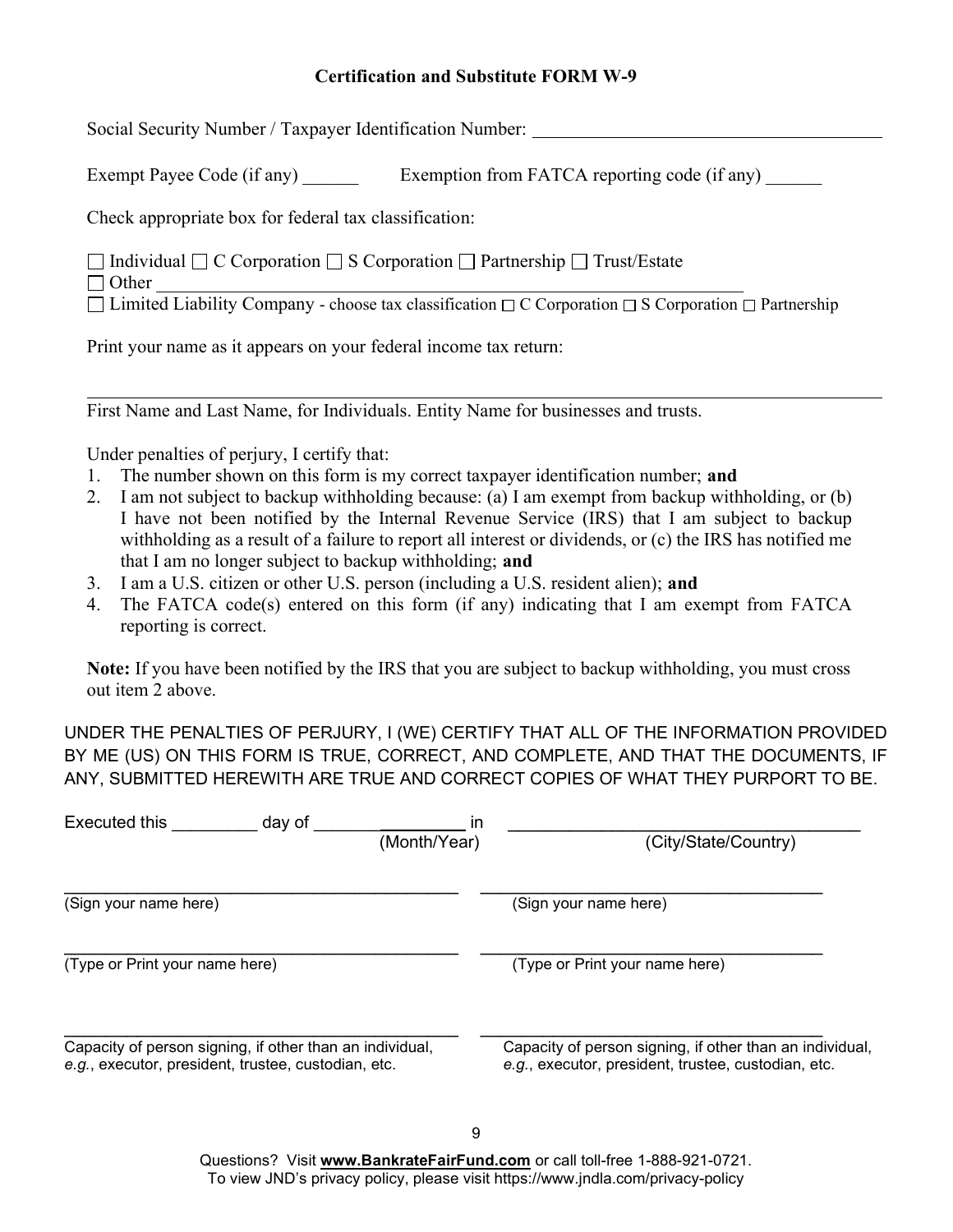## Certification and Substitute FORM W-9

Social Security Number / Taxpayer Identification Number: ______________________________

Exempt Payee Code (if any) ______ Exemption from FATCA reporting code (if any) ______

Check appropriate box for federal tax classification:

☐ Individual ☐ C Corporation ☐ S Corporation ☐ Partnership ☐ Trust/Estate
☐ Other ______________________________________________________________
☐ Limited Liability Company - choose tax classification ☐ C Corporation ☐ S Corporation ☐ Partnership

Print your name as it appears on your federal income tax return:

______________________________________________________________________________

First Name and Last Name, for Individuals. Entity Name for businesses and trusts.

Under penalties of perjury, I certify that:

1. The number shown on this form is my correct taxpayer identification number; **and**
2. I am not subject to backup withholding because: (a) I am exempt from backup withholding, or (b) I have not been notified by the Internal Revenue Service (IRS) that I am subject to backup withholding as a result of a failure to report all interest or dividends, or (c) the IRS has notified me that I am no longer subject to backup withholding; **and**
3. I am a U.S. citizen or other U.S. person (including a U.S. resident alien); **and**
4. The FATCA code(s) entered on this form (if any) indicating that I am exempt from FATCA reporting is correct.

**Note:** If you have been notified by the IRS that you are subject to backup withholding, you must cross out item 2 above.

UNDER THE PENALTIES OF PERJURY, I (WE) CERTIFY THAT ALL OF THE INFORMATION PROVIDED BY ME (US) ON THIS FORM IS TRUE, CORRECT, AND COMPLETE, AND THAT THE DOCUMENTS, IF ANY, SUBMITTED HEREWITH ARE TRUE AND CORRECT COPIES OF WHAT THEY PURPORT TO BE.

Executed this _________ day of _________________ (Month/Year) in ______________________________ (City/State/Country)

______________________________ (Sign your name here)

______________________________ (Sign your name here)

______________________________ (Type or Print your name here)

______________________________ (Type or Print your name here)

______________________________
Capacity of person signing, if other than an individual, *e.g.*, executor, president, trustee, custodian, etc.

______________________________
Capacity of person signing, if other than an individual, *e.g.*, executor, president, trustee, custodian, etc.

Questions? Visit **www.BankrateFairFund.com** or call toll-free 1-888-921-0721.
To view JND's privacy policy, please visit https://www.jndla.com/privacy-policy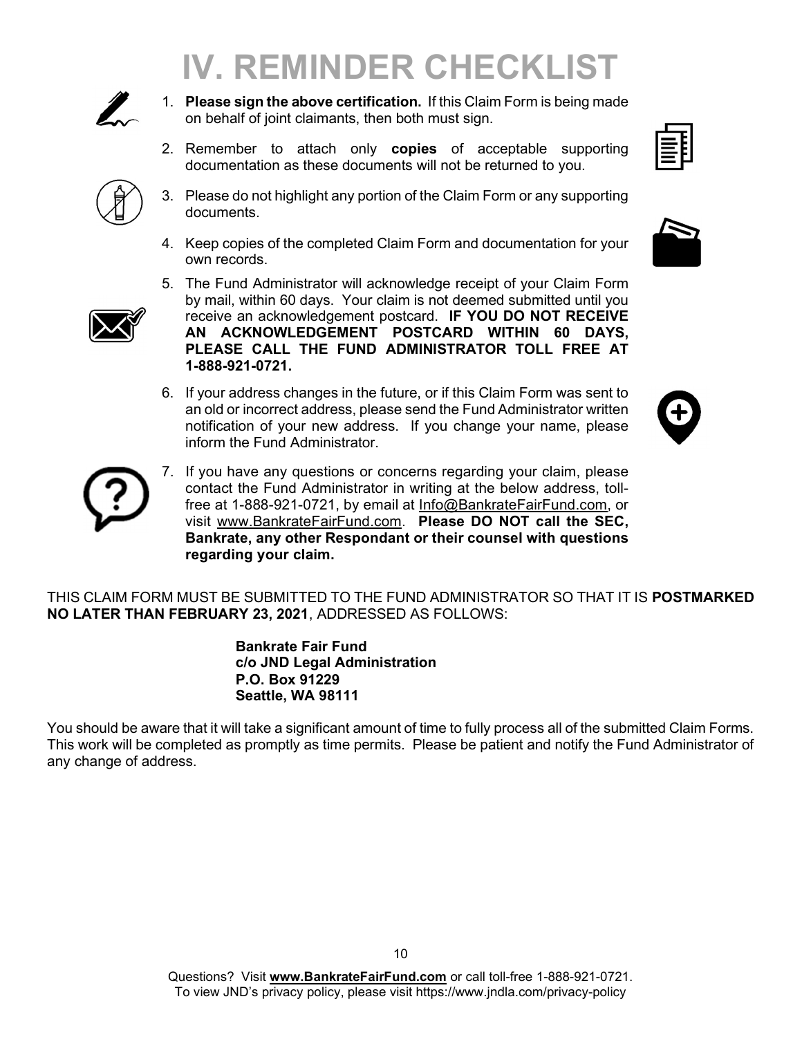# IV. REMINDER CHECKLIST

1. **Please sign the above certification.** If this Claim Form is being made on behalf of joint claimants, then both must sign.
2. Remember to attach only **copies** of acceptable supporting documentation as these documents will not be returned to you.
3. Please do not highlight any portion of the Claim Form or any supporting documents.
4. Keep copies of the completed Claim Form and documentation for your own records.
5. The Fund Administrator will acknowledge receipt of your Claim Form by mail, within 60 days. Your claim is not deemed submitted until you receive an acknowledgement postcard. **IF YOU DO NOT RECEIVE AN ACKNOWLEDGEMENT POSTCARD WITHIN 60 DAYS, PLEASE CALL THE FUND ADMINISTRATOR TOLL FREE AT 1-888-921-0721.**
6. If your address changes in the future, or if this Claim Form was sent to an old or incorrect address, please send the Fund Administrator written notification of your new address. If you change your name, please inform the Fund Administrator.
7. If you have any questions or concerns regarding your claim, please contact the Fund Administrator in writing at the below address, toll-free at 1-888-921-0721, by email at Info@BankrateFairFund.com, or visit www.BankrateFairFund.com. **Please DO NOT call the SEC, Bankrate, any other Respondant or their counsel with questions regarding your claim.**

THIS CLAIM FORM MUST BE SUBMITTED TO THE FUND ADMINISTRATOR SO THAT IT IS **POSTMARKED NO LATER THAN FEBRUARY 23, 2021**, ADDRESSED AS FOLLOWS:

**Bankrate Fair Fund**
**c/o JND Legal Administration**
**P.O. Box 91229**
**Seattle, WA 98111**

You should be aware that it will take a significant amount of time to fully process all of the submitted Claim Forms. This work will be completed as promptly as time permits. Please be patient and notify the Fund Administrator of any change of address.